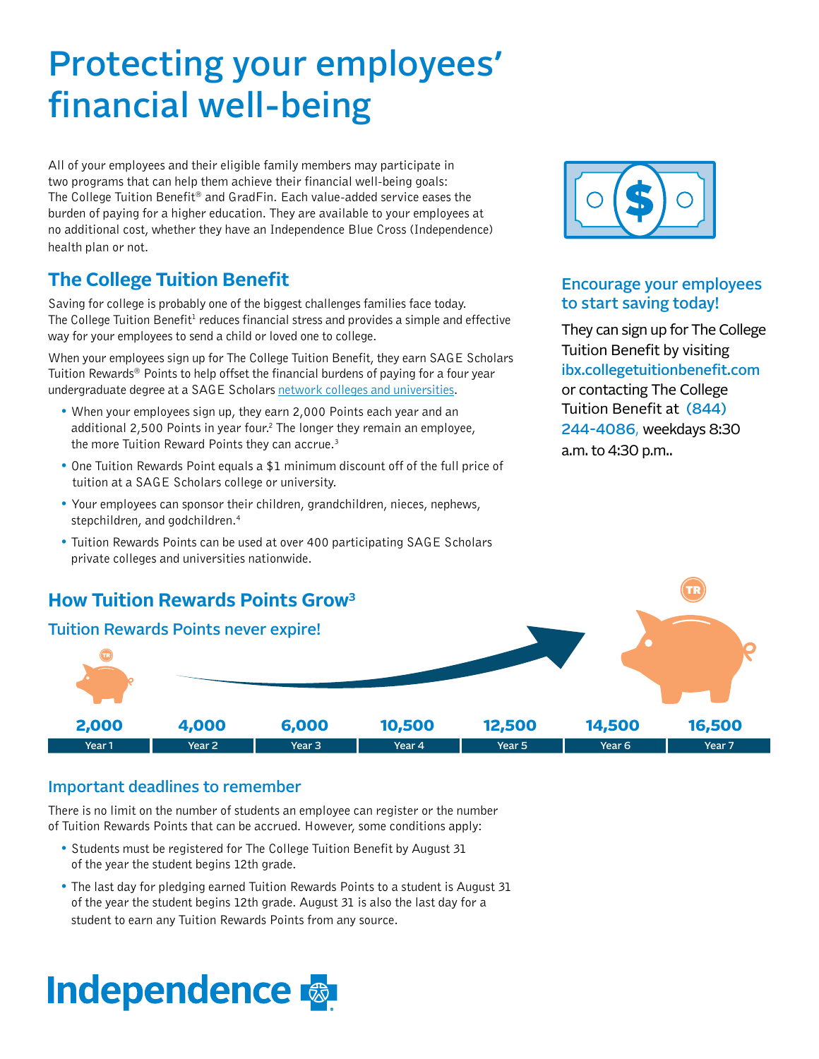# Protecting your employees' financial well-being

All of your employees and their eligible family members may participate in two programs that can help them achieve their financial well-being goals: The College Tuition Benefit® and GradFin. Each value-added service eases the burden of paying for a higher education. They are available to your employees at no additional cost, whether they have an Independence Blue Cross (Independence) health plan or not.

## The College Tuition Benefit

Saving for college is probably one of the biggest challenges families face today. The College Tuition Benefit[1] reduces financial stress and provides a simple and effective way for your employees to send a child or loved one to college.

When your employees sign up for The College Tuition Benefit, they earn SAGE Scholars Tuition Rewards® Points to help offset the financial burdens of paying for a four year undergraduate degree at a SAGE Scholars network colleges and universities.

- When your employees sign up, they earn 2,000 Points each year and an additional 2,500 Points in year four.[2] The longer they remain an employee, the more Tuition Reward Points they can accrue.[3]
- One Tuition Rewards Point equals a $1 minimum discount off of the full price of tuition at a SAGE Scholars college or university.
- Your employees can sponsor their children, grandchildren, nieces, nephews, stepchildren, and godchildren.[4]
- Tuition Rewards Points can be used at over 400 participating SAGE Scholars private colleges and universities nationwide.

### Encourage your employees to start saving today!

They can sign up for The College Tuition Benefit by visiting **ibx.collegetuitionbenefit.com** or contacting The College Tuition Benefit at **(844) 244-4086**, weekdays 8:30 a.m. to 4:30 p.m..

## How Tuition Rewards Points Grow[3]

### Tuition Rewards Points never expire!

| Year 1 | Year 2 | Year 3 | Year 4 | Year 5 | Year 6 | Year 7 |
|---|---|---|---|---|---|---|
| 2,000 | 4,000 | 6,000 | 10,500 | 12,500 | 14,500 | 16,500 |

### Important deadlines to remember

There is no limit on the number of students an employee can register or the number of Tuition Rewards Points that can be accrued. However, some conditions apply:

- Students must be registered for The College Tuition Benefit by August 31 of the year the student begins 12th grade.
- The last day for pledging earned Tuition Rewards Points to a student is August 31 of the year the student begins 12th grade. August 31 is also the last day for a student to earn any Tuition Rewards Points from any source.

Independence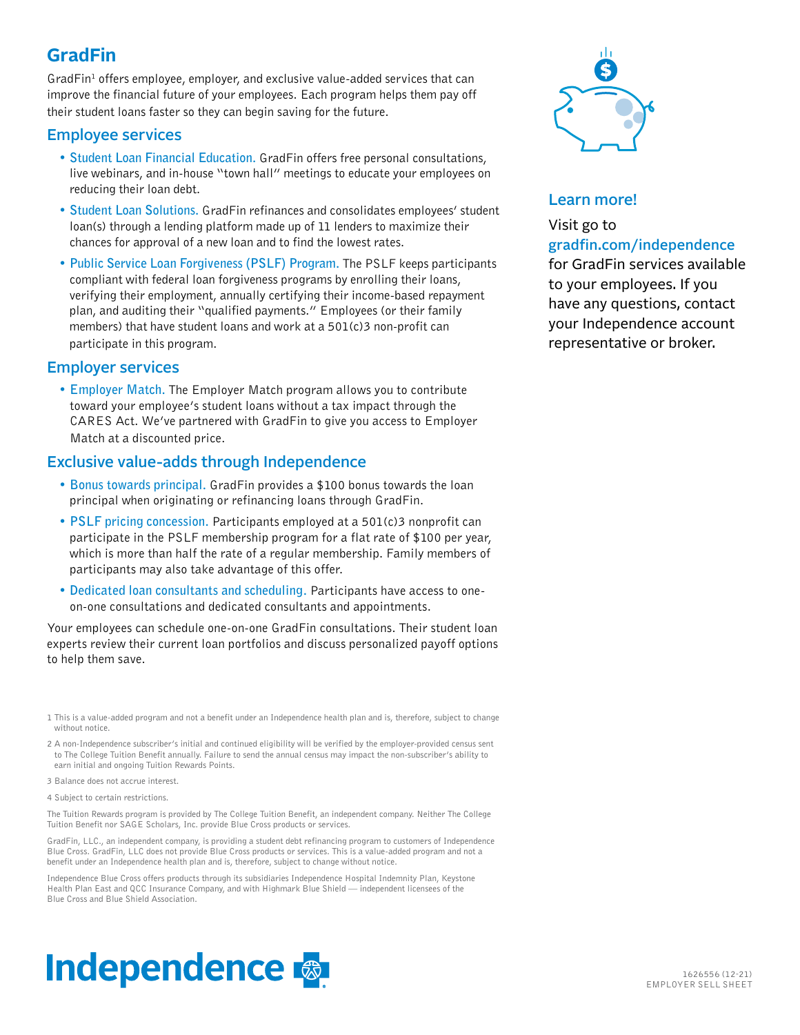# GradFin

GradFin[1] offers employee, employer, and exclusive value-added services that can improve the financial future of your employees. Each program helps them pay off their student loans faster so they can begin saving for the future.

## Employee services

- **Student Loan Financial Education.** GradFin offers free personal consultations, live webinars, and in-house "town hall" meetings to educate your employees on reducing their loan debt.
- **Student Loan Solutions.** GradFin refinances and consolidates employees' student loan(s) through a lending platform made up of 11 lenders to maximize their chances for approval of a new loan and to find the lowest rates.
- **Public Service Loan Forgiveness (PSLF) Program.** The PSLF keeps participants compliant with federal loan forgiveness programs by enrolling their loans, verifying their employment, annually certifying their income-based repayment plan, and auditing their "qualified payments." Employees (or their family members) that have student loans and work at a 501(c)3 non-profit can participate in this program.

## Employer services

- **Employer Match.** The Employer Match program allows you to contribute toward your employee's student loans without a tax impact through the CARES Act. We've partnered with GradFin to give you access to Employer Match at a discounted price.

## Exclusive value-adds through Independence

- **Bonus towards principal.** GradFin provides a $100 bonus towards the loan principal when originating or refinancing loans through GradFin.
- **PSLF pricing concession.** Participants employed at a 501(c)3 nonprofit can participate in the PSLF membership program for a flat rate of $100 per year, which is more than half the rate of a regular membership. Family members of participants may also take advantage of this offer.
- **Dedicated loan consultants and scheduling.** Participants have access to one-on-one consultations and dedicated consultants and appointments.

Your employees can schedule one-on-one GradFin consultations. Their student loan experts review their current loan portfolios and discuss personalized payoff options to help them save.

## Learn more!

Visit go to **gradfin.com/independence** for GradFin services available to your employees. If you have any questions, contact your Independence account representative or broker.

1 This is a value-added program and not a benefit under an Independence health plan and is, therefore, subject to change without notice.

2 A non-Independence subscriber's initial and continued eligibility will be verified by the employer-provided census sent to The College Tuition Benefit annually. Failure to send the annual census may impact the non-subscriber's ability to earn initial and ongoing Tuition Rewards Points.

3 Balance does not accrue interest.

4 Subject to certain restrictions.

The Tuition Rewards program is provided by The College Tuition Benefit, an independent company. Neither The College Tuition Benefit nor SAGE Scholars, Inc. provide Blue Cross products or services.

GradFin, LLC., an independent company, is providing a student debt refinancing program to customers of Independence Blue Cross. GradFin, LLC does not provide Blue Cross products or services. This is a value-added program and not a benefit under an Independence health plan and is, therefore, subject to change without notice.

Independence Blue Cross offers products through its subsidiaries Independence Hospital Indemnity Plan, Keystone Health Plan East and QCC Insurance Company, and with Highmark Blue Shield — independent licensees of the Blue Cross and Blue Shield Association.

Independence

1626556 (12-21)
EMPLOYER SELL SHEET